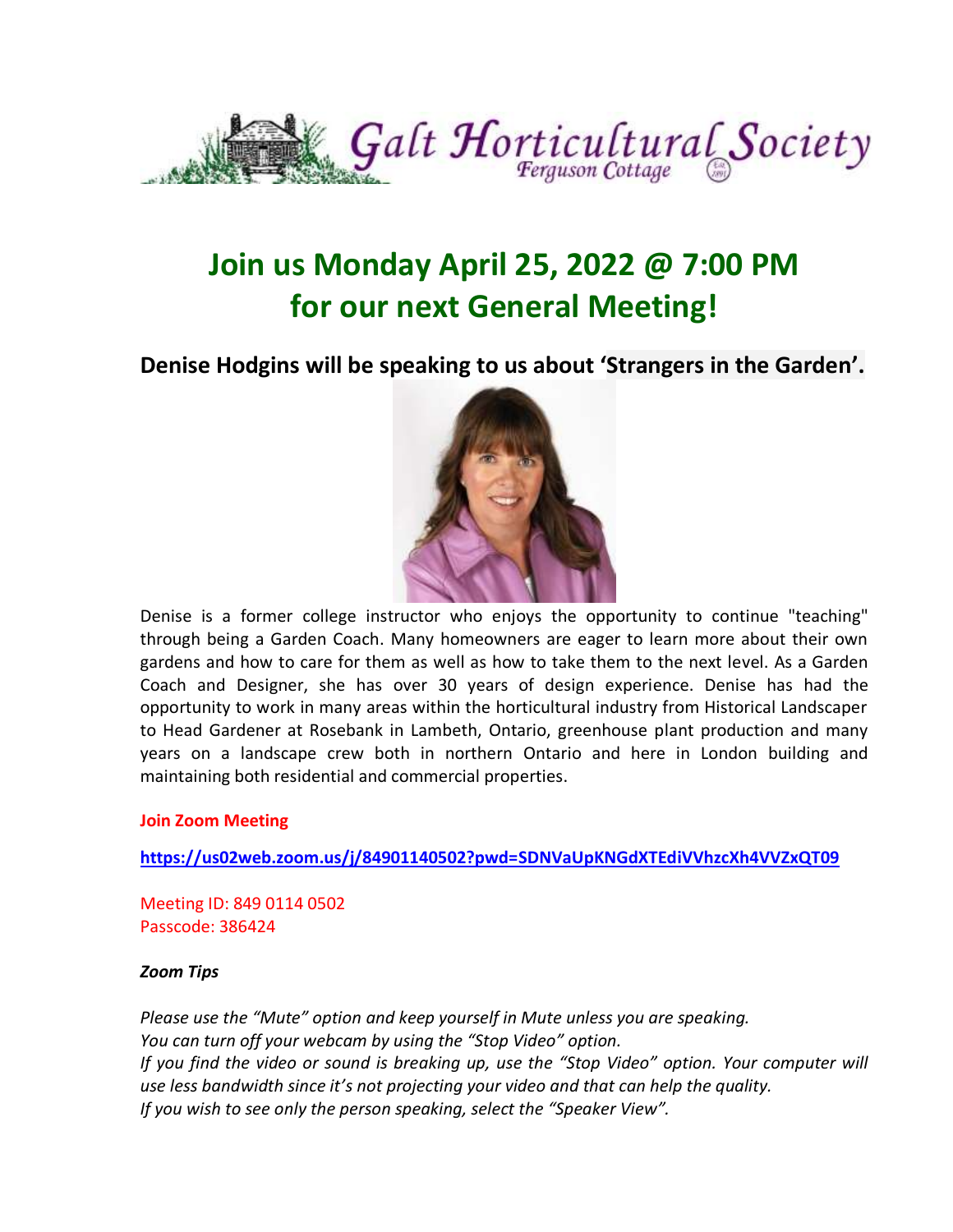Galt Horticultural Society
Ferguson Cottage

# Join us Monday April 25, 2022 @ 7:00 PM for our next General Meeting!

**Denise Hodgins will be speaking to us about ‘Strangers in the Garden’.**

Denise is a former college instructor who enjoys the opportunity to continue "teaching" through being a Garden Coach. Many homeowners are eager to learn more about their own gardens and how to care for them as well as how to take them to the next level. As a Garden Coach and Designer, she has over 30 years of design experience. Denise has had the opportunity to work in many areas within the horticultural industry from Historical Landscaper to Head Gardener at Rosebank in Lambeth, Ontario, greenhouse plant production and many years on a landscape crew both in northern Ontario and here in London building and maintaining both residential and commercial properties.

**Join Zoom Meeting**

**https://us02web.zoom.us/j/84901140502?pwd=SDNVaUpKNGdXTEdiVVhzcXh4VVZxQT09**

Meeting ID: 849 0114 0502
Passcode: 386424

***Zoom Tips***

*Please use the “Mute” option and keep yourself in Mute unless you are speaking.*
*You can turn off your webcam by using the “Stop Video” option.*
*If you find the video or sound is breaking up, use the “Stop Video” option. Your computer will use less bandwidth since it’s not projecting your video and that can help the quality.*
*If you wish to see only the person speaking, select the “Speaker View”.*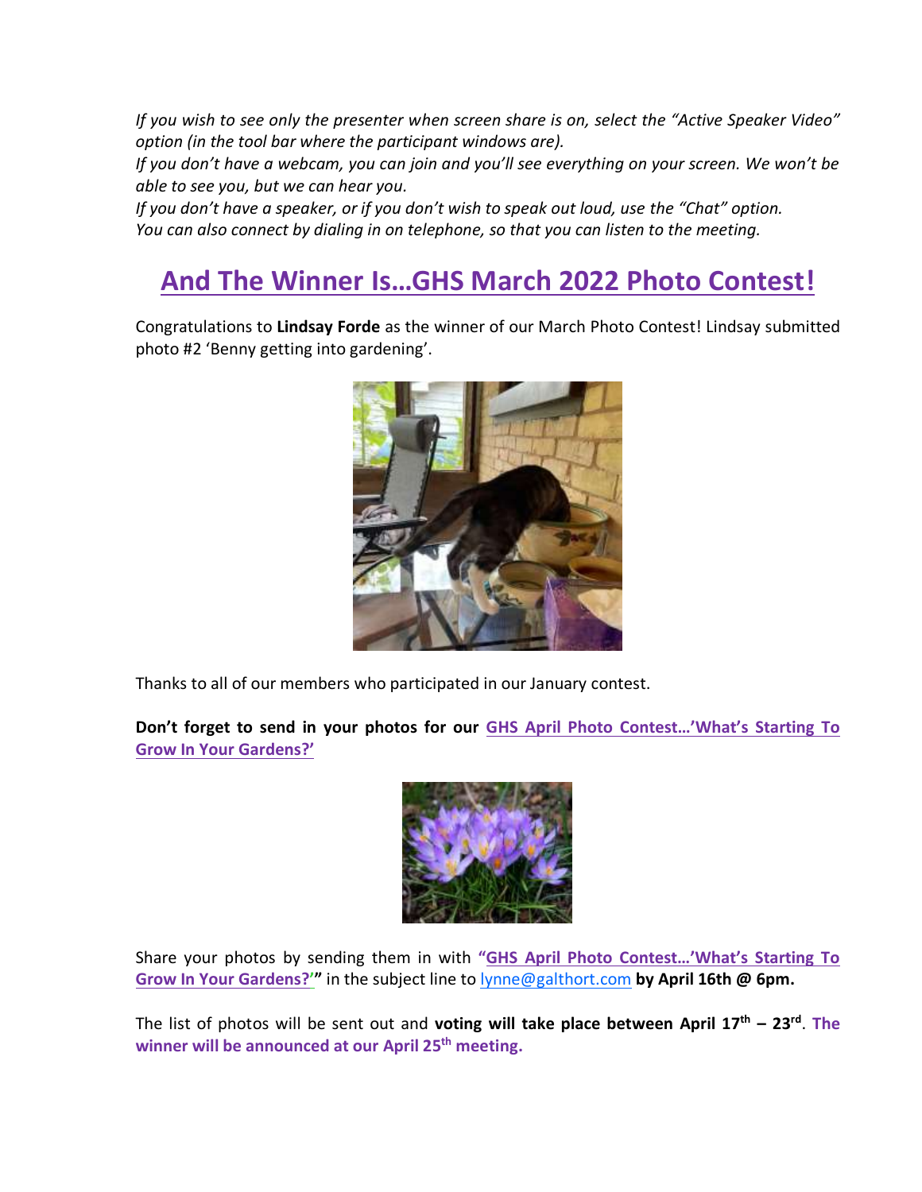*If you wish to see only the presenter when screen share is on, select the "Active Speaker Video" option (in the tool bar where the participant windows are).*
*If you don't have a webcam, you can join and you'll see everything on your screen. We won't be able to see you, but we can hear you.*
*If you don't have a speaker, or if you don't wish to speak out loud, use the "Chat" option.*
*You can also connect by dialing in on telephone, so that you can listen to the meeting.*

## And The Winner Is…GHS March 2022 Photo Contest!

Congratulations to **Lindsay Forde** as the winner of our March Photo Contest! Lindsay submitted photo #2 'Benny getting into gardening'.

Thanks to all of our members who participated in our January contest.

**Don't forget to send in your photos for our GHS April Photo Contest…'What's Starting To Grow In Your Gardens?'**

Share your photos by sending them in with **"GHS April Photo Contest…'What's Starting To Grow In Your Gardens?'"** in the subject line to lynne@galthort.com **by April 16th @ 6pm.**

The list of photos will be sent out and **voting will take place between April 17th – 23rd**. **The winner will be announced at our April 25th meeting.**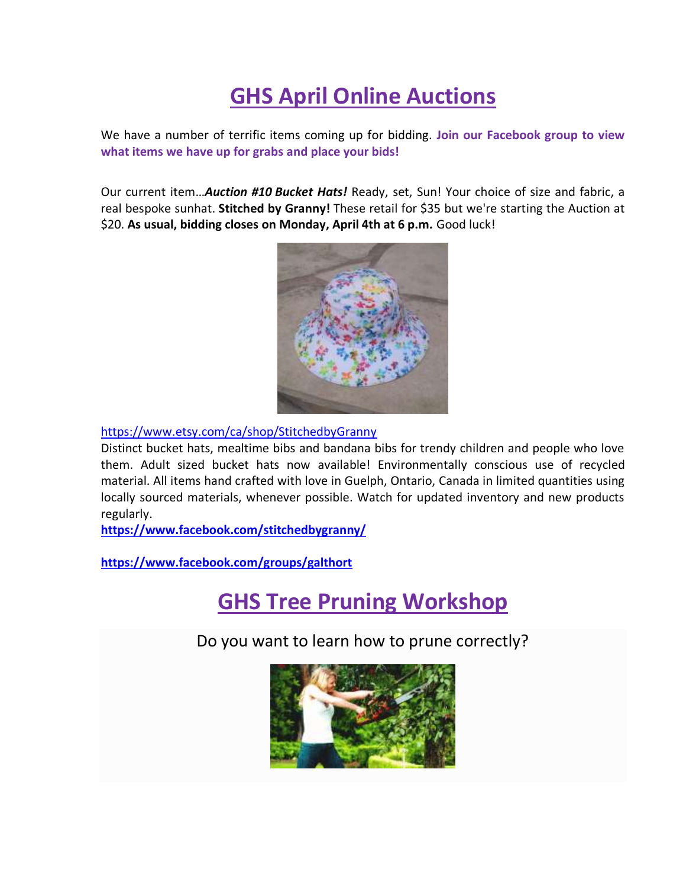# GHS April Online Auctions

We have a number of terrific items coming up for bidding. **Join our Facebook group to view what items we have up for grabs and place your bids!**

Our current item…***Auction #10 Bucket Hats!*** Ready, set, Sun! Your choice of size and fabric, a real bespoke sunhat. **Stitched by Granny!** These retail for $35 but we're starting the Auction at $20. **As usual, bidding closes on Monday, April 4th at 6 p.m.** Good luck!

https://www.etsy.com/ca/shop/StitchedbyGranny
Distinct bucket hats, mealtime bibs and bandana bibs for trendy children and people who love them. Adult sized bucket hats now available! Environmentally conscious use of recycled material. All items hand crafted with love in Guelph, Ontario, Canada in limited quantities using locally sourced materials, whenever possible. Watch for updated inventory and new products regularly.
**https://www.facebook.com/stitchedbygranny/**

**https://www.facebook.com/groups/galthort**

# GHS Tree Pruning Workshop

Do you want to learn how to prune correctly?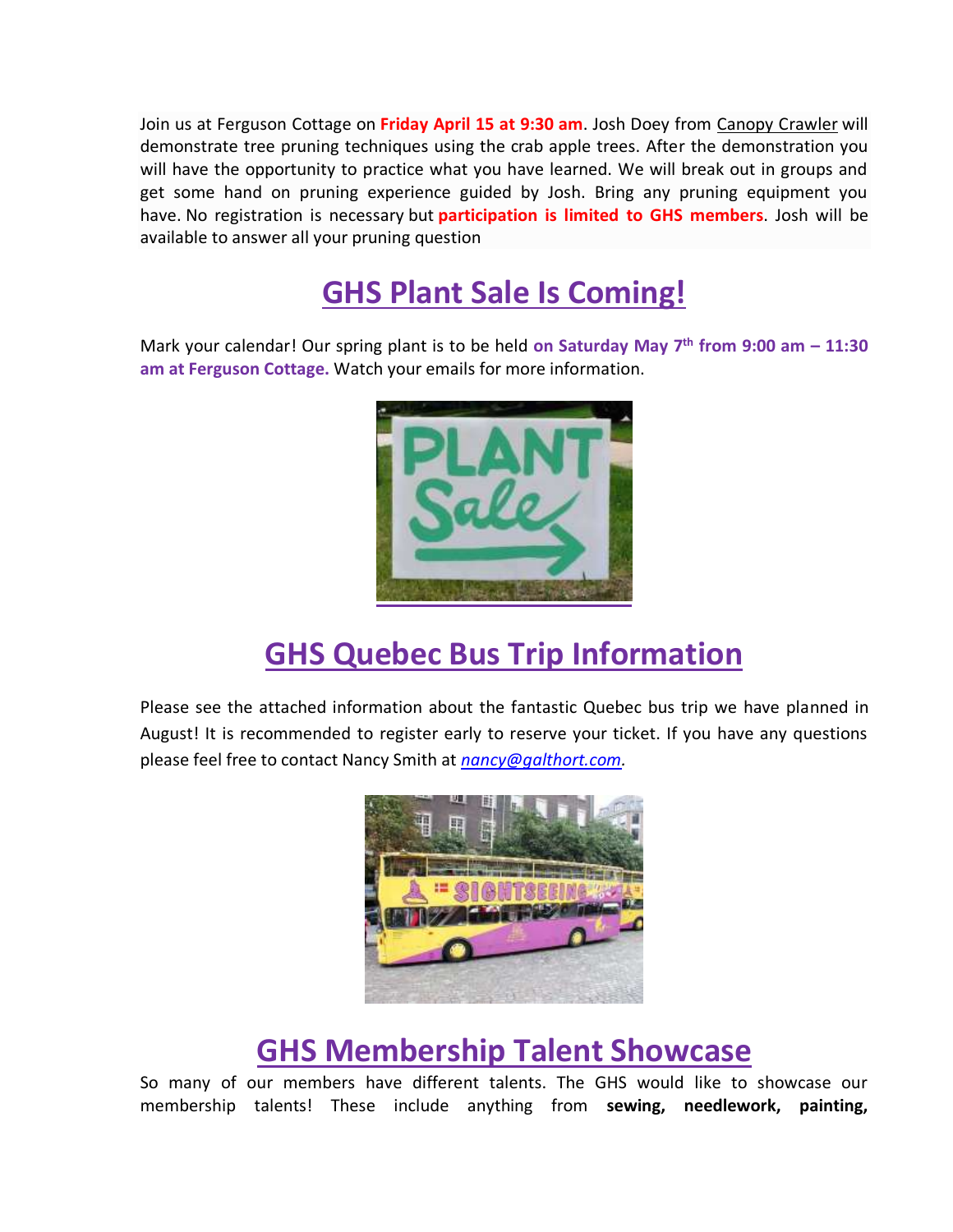Join us at Ferguson Cottage on **Friday April 15 at 9:30 am**. Josh Doey from Canopy Crawler will demonstrate tree pruning techniques using the crab apple trees. After the demonstration you will have the opportunity to practice what you have learned. We will break out in groups and get some hand on pruning experience guided by Josh. Bring any pruning equipment you have. No registration is necessary but **participation is limited to GHS members**. Josh will be available to answer all your pruning question

## GHS Plant Sale Is Coming!

Mark your calendar! Our spring plant is to be held **on Saturday May 7th from 9:00 am – 11:30 am at Ferguson Cottage.** Watch your emails for more information.

## GHS Quebec Bus Trip Information

Please see the attached information about the fantastic Quebec bus trip we have planned in August! It is recommended to register early to reserve your ticket. If you have any questions please feel free to contact Nancy Smith at *nancy@galthort.com*.

## GHS Membership Talent Showcase

So many of our members have different talents. The GHS would like to showcase our membership talents! These include anything from **sewing, needlework, painting,**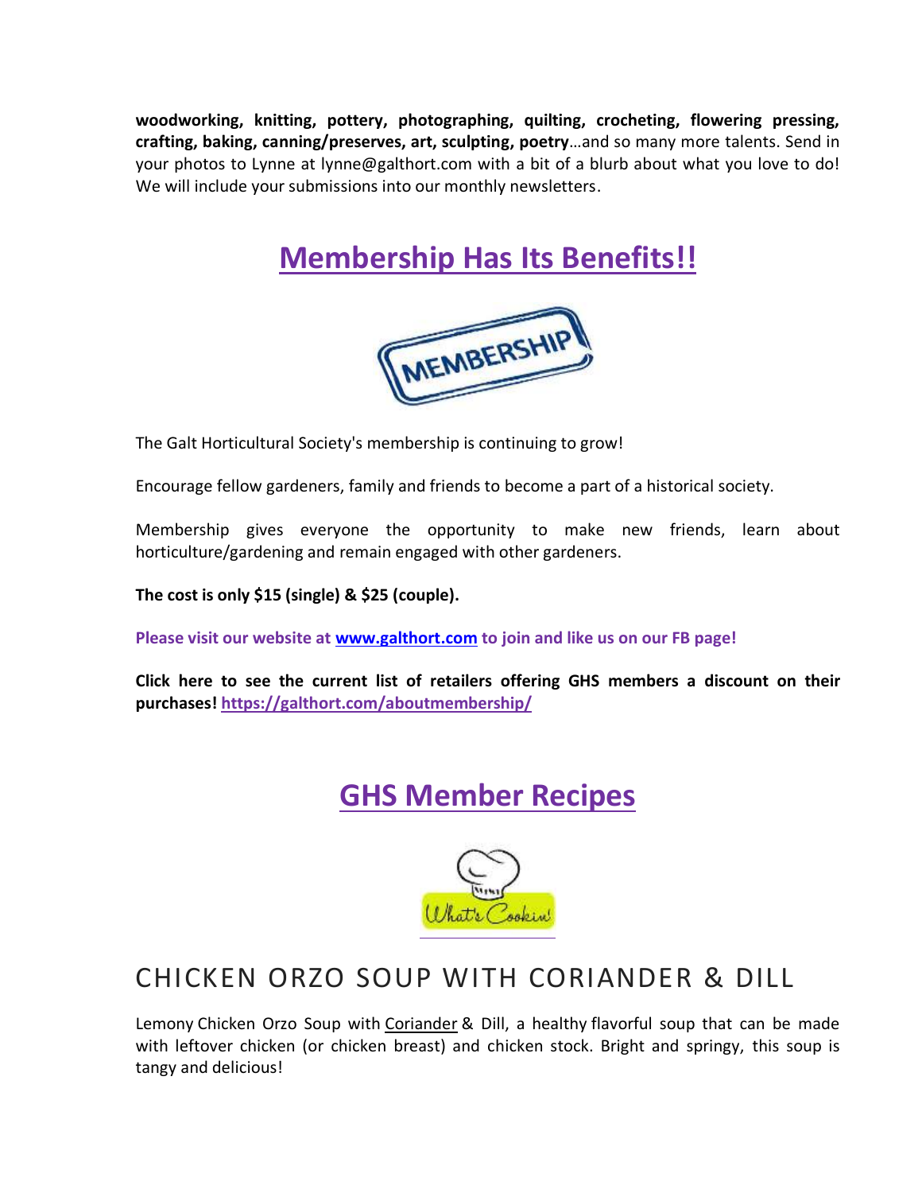**woodworking, knitting, pottery, photographing, quilting, crocheting, flowering pressing, crafting, baking, canning/preserves, art, sculpting, poetry**…and so many more talents. Send in your photos to Lynne at lynne@galthort.com with a bit of a blurb about what you love to do! We will include your submissions into our monthly newsletters.

## Membership Has Its Benefits!!

The Galt Horticultural Society's membership is continuing to grow!

Encourage fellow gardeners, family and friends to become a part of a historical society.

Membership gives everyone the opportunity to make new friends, learn about horticulture/gardening and remain engaged with other gardeners.

**The cost is only $15 (single) & $25 (couple).**

**Please visit our website at [www.galthort.com](www.galthort.com) to join and like us on our FB page!**

**Click here to see the current list of retailers offering GHS members a discount on their purchases! [https://galthort.com/aboutmembership/](https://galthort.com/aboutmembership/)**

## GHS Member Recipes

# CHICKEN ORZO SOUP WITH CORIANDER & DILL

Lemony Chicken Orzo Soup with Coriander & Dill, a healthy flavorful soup that can be made with leftover chicken (or chicken breast) and chicken stock. Bright and springy, this soup is tangy and delicious!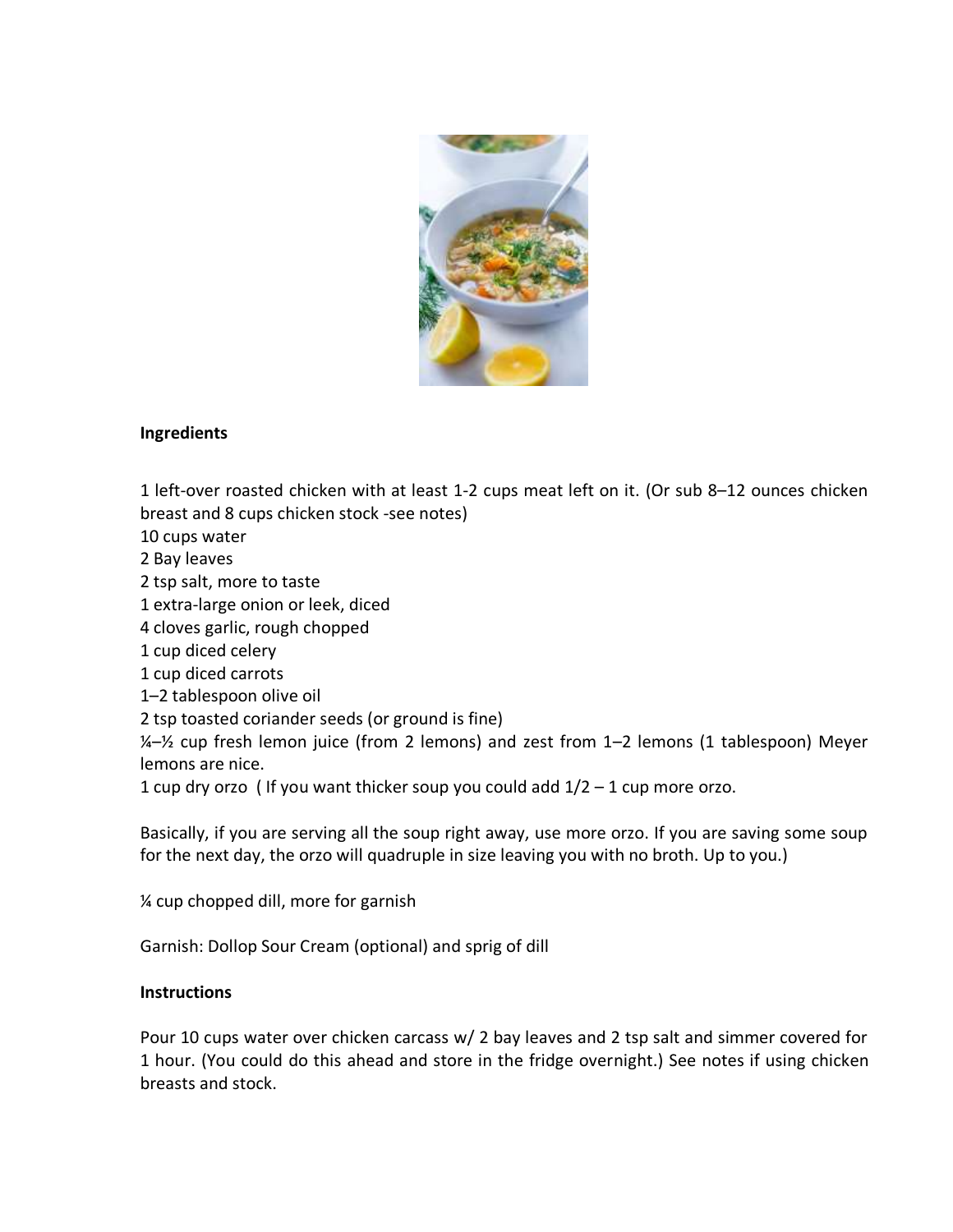**Ingredients**

1 left-over roasted chicken with at least 1-2 cups meat left on it. (Or sub 8–12 ounces chicken breast and 8 cups chicken stock -see notes)
10 cups water
2 Bay leaves
2 tsp salt, more to taste
1 extra-large onion or leek, diced
4 cloves garlic, rough chopped
1 cup diced celery
1 cup diced carrots
1–2 tablespoon olive oil
2 tsp toasted coriander seeds (or ground is fine)
¼–½ cup fresh lemon juice (from 2 lemons) and zest from 1–2 lemons (1 tablespoon) Meyer lemons are nice.
1 cup dry orzo ( If you want thicker soup you could add 1/2 – 1 cup more orzo.

Basically, if you are serving all the soup right away, use more orzo. If you are saving some soup for the next day, the orzo will quadruple in size leaving you with no broth. Up to you.)

¼ cup chopped dill, more for garnish

Garnish: Dollop Sour Cream (optional) and sprig of dill

**Instructions**

Pour 10 cups water over chicken carcass w/ 2 bay leaves and 2 tsp salt and simmer covered for 1 hour. (You could do this ahead and store in the fridge overnight.) See notes if using chicken breasts and stock.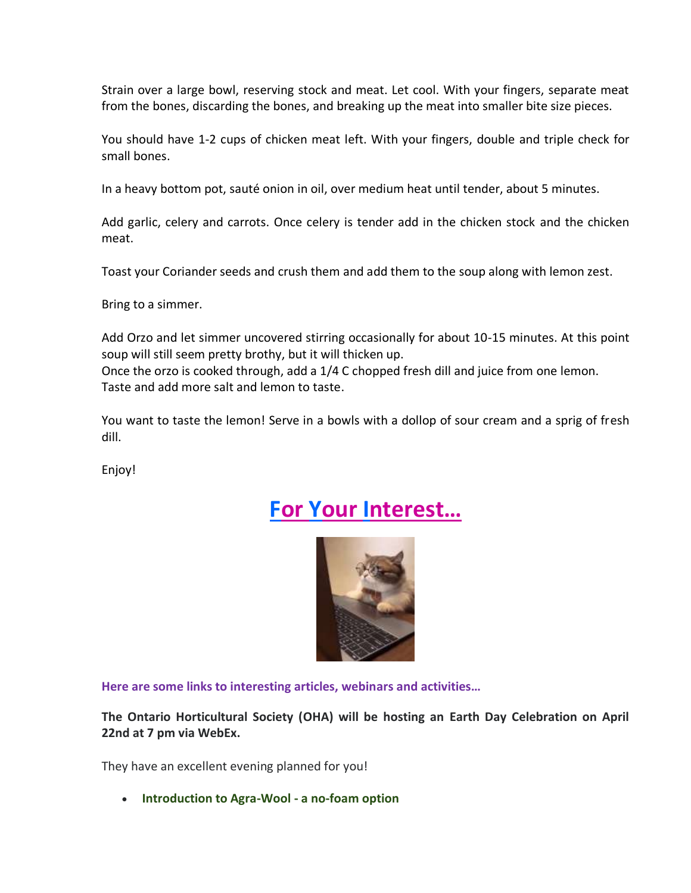Strain over a large bowl, reserving stock and meat. Let cool. With your fingers, separate meat from the bones, discarding the bones, and breaking up the meat into smaller bite size pieces.

You should have 1-2 cups of chicken meat left. With your fingers, double and triple check for small bones.

In a heavy bottom pot, sauté onion in oil, over medium heat until tender, about 5 minutes.

Add garlic, celery and carrots. Once celery is tender add in the chicken stock and the chicken meat.

Toast your Coriander seeds and crush them and add them to the soup along with lemon zest.

Bring to a simmer.

Add Orzo and let simmer uncovered stirring occasionally for about 10-15 minutes. At this point soup will still seem pretty brothy, but it will thicken up.
Once the orzo is cooked through, add a 1/4 C chopped fresh dill and juice from one lemon.
Taste and add more salt and lemon to taste.

You want to taste the lemon! Serve in a bowls with a dollop of sour cream and a sprig of fresh dill.

Enjoy!

## For Your Interest…

**Here are some links to interesting articles, webinars and activities…**

**The Ontario Horticultural Society (OHA) will be hosting an Earth Day Celebration on April 22nd at 7 pm via WebEx.**

They have an excellent evening planned for you!

- **Introduction to Agra-Wool - a no-foam option**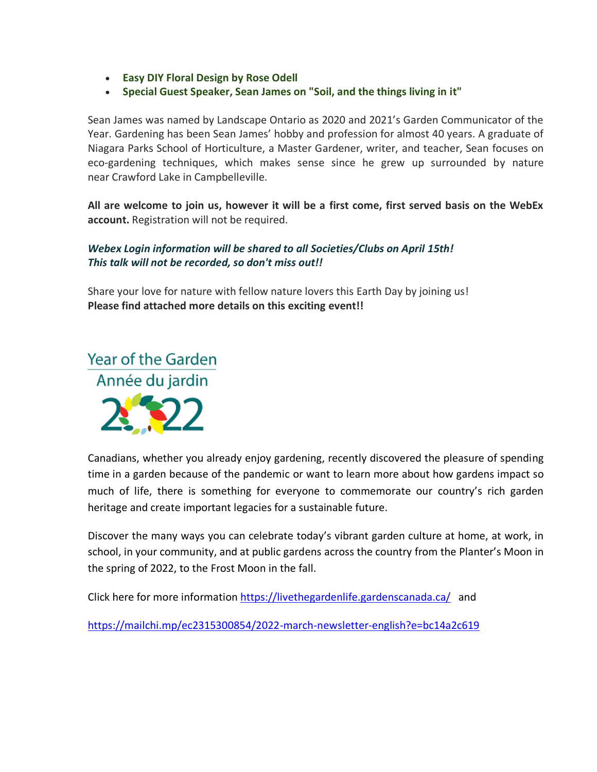- **Easy DIY Floral Design by Rose Odell**
- **Special Guest Speaker, Sean James on "Soil, and the things living in it"**

Sean James was named by Landscape Ontario as 2020 and 2021's Garden Communicator of the Year. Gardening has been Sean James' hobby and profession for almost 40 years. A graduate of Niagara Parks School of Horticulture, a Master Gardener, writer, and teacher, Sean focuses on eco-gardening techniques, which makes sense since he grew up surrounded by nature near Crawford Lake in Campbelleville.

**All are welcome to join us, however it will be a first come, first served basis on the WebEx account.** Registration will not be required.

***Webex Login information will be shared to all Societies/Clubs on April 15th!***
***This talk will not be recorded, so don't miss out!!***

Share your love for nature with fellow nature lovers this Earth Day by joining us!
**Please find attached more details on this exciting event!!**

Year of the Garden
Année du jardin
2022

Canadians, whether you already enjoy gardening, recently discovered the pleasure of spending time in a garden because of the pandemic or want to learn more about how gardens impact so much of life, there is something for everyone to commemorate our country's rich garden heritage and create important legacies for a sustainable future.

Discover the many ways you can celebrate today's vibrant garden culture at home, at work, in school, in your community, and at public gardens across the country from the Planter's Moon in the spring of 2022, to the Frost Moon in the fall.

Click here for more information https://livethegardenlife.gardenscanada.ca/ and

https://mailchi.mp/ec2315300854/2022-march-newsletter-english?e=bc14a2c619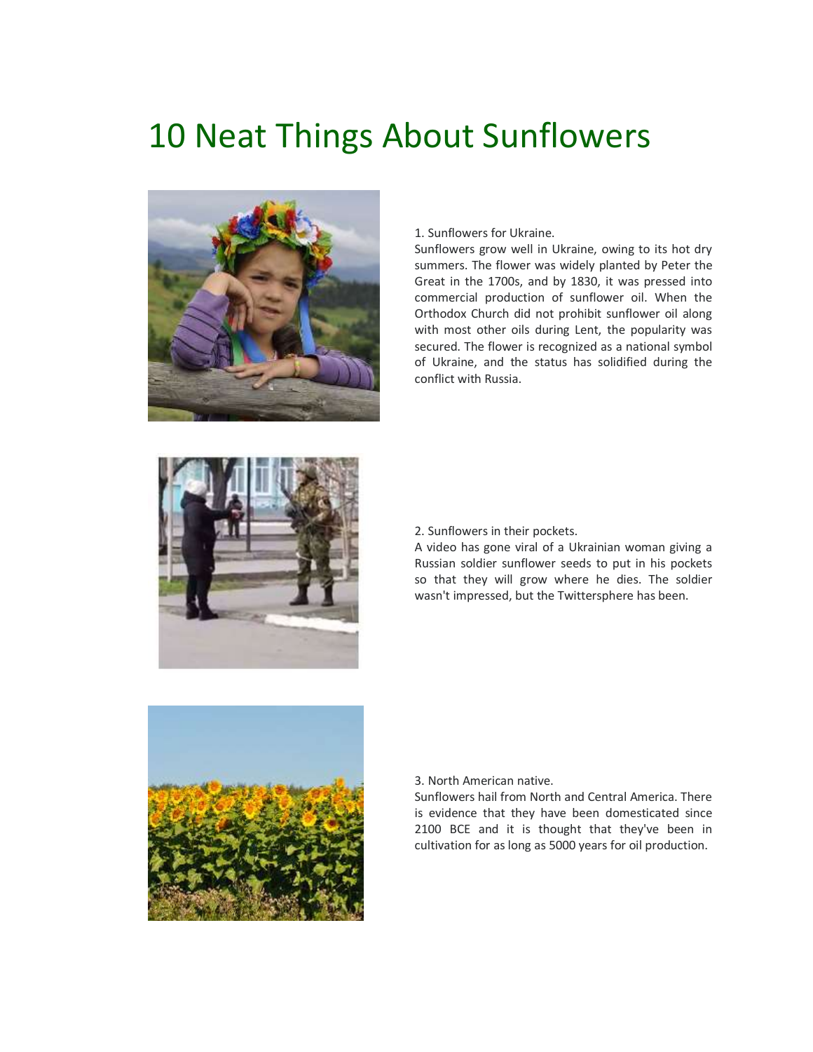# 10 Neat Things About Sunflowers

1. Sunflowers for Ukraine.

Sunflowers grow well in Ukraine, owing to its hot dry summers. The flower was widely planted by Peter the Great in the 1700s, and by 1830, it was pressed into commercial production of sunflower oil. When the Orthodox Church did not prohibit sunflower oil along with most other oils during Lent, the popularity was secured. The flower is recognized as a national symbol of Ukraine, and the status has solidified during the conflict with Russia.

2. Sunflowers in their pockets.

A video has gone viral of a Ukrainian woman giving a Russian soldier sunflower seeds to put in his pockets so that they will grow where he dies. The soldier wasn't impressed, but the Twittersphere has been.

3. North American native.

Sunflowers hail from North and Central America. There is evidence that they have been domesticated since 2100 BCE and it is thought that they've been in cultivation for as long as 5000 years for oil production.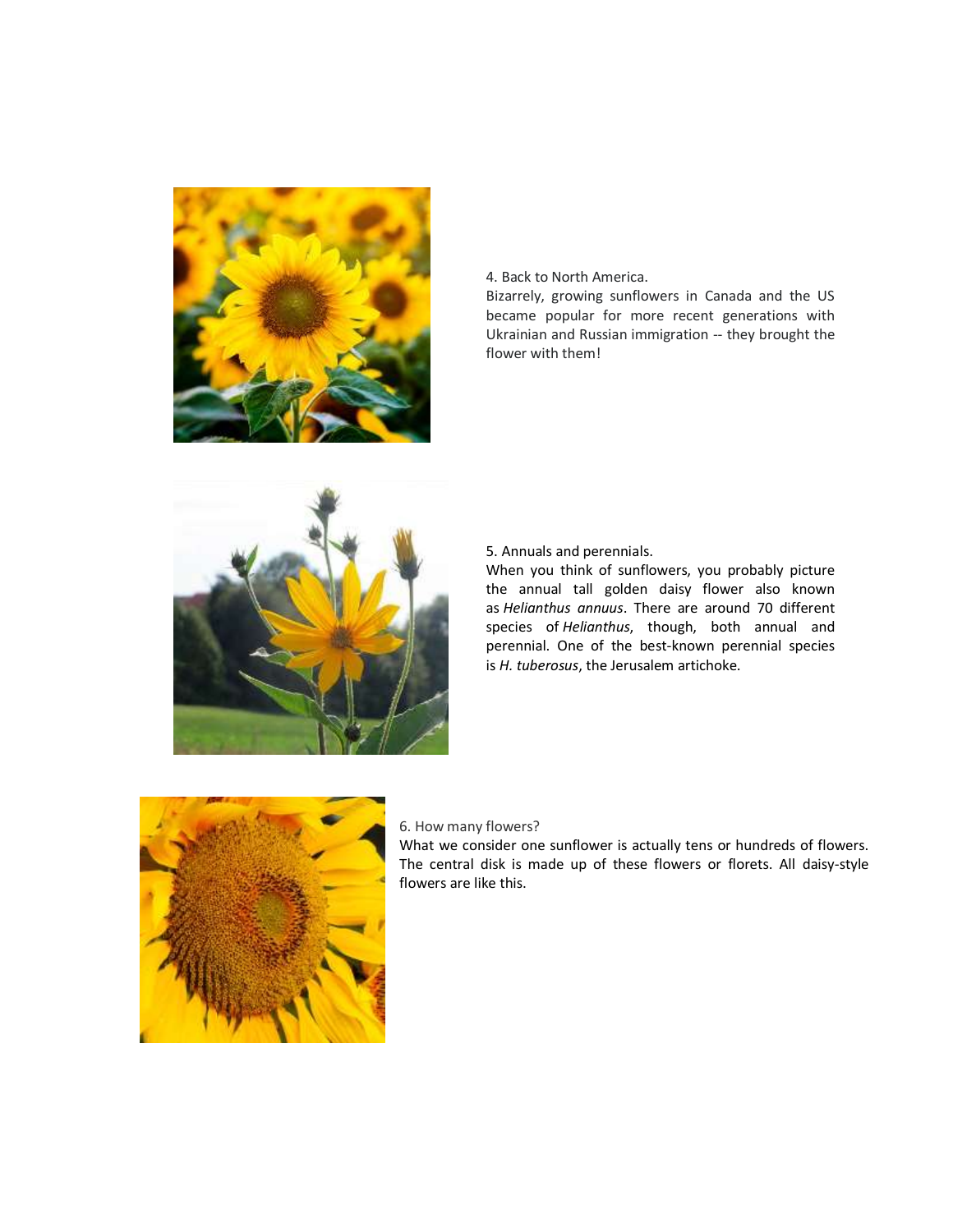4. Back to North America.
Bizarrely, growing sunflowers in Canada and the US became popular for more recent generations with Ukrainian and Russian immigration -- they brought the flower with them!

5. Annuals and perennials.
When you think of sunflowers, you probably picture the annual tall golden daisy flower also known as *Helianthus annuus*. There are around 70 different species of *Helianthus*, though, both annual and perennial. One of the best-known perennial species is *H. tuberosus*, the Jerusalem artichoke.

6. How many flowers?
What we consider one sunflower is actually tens or hundreds of flowers. The central disk is made up of these flowers or florets. All daisy-style flowers are like this.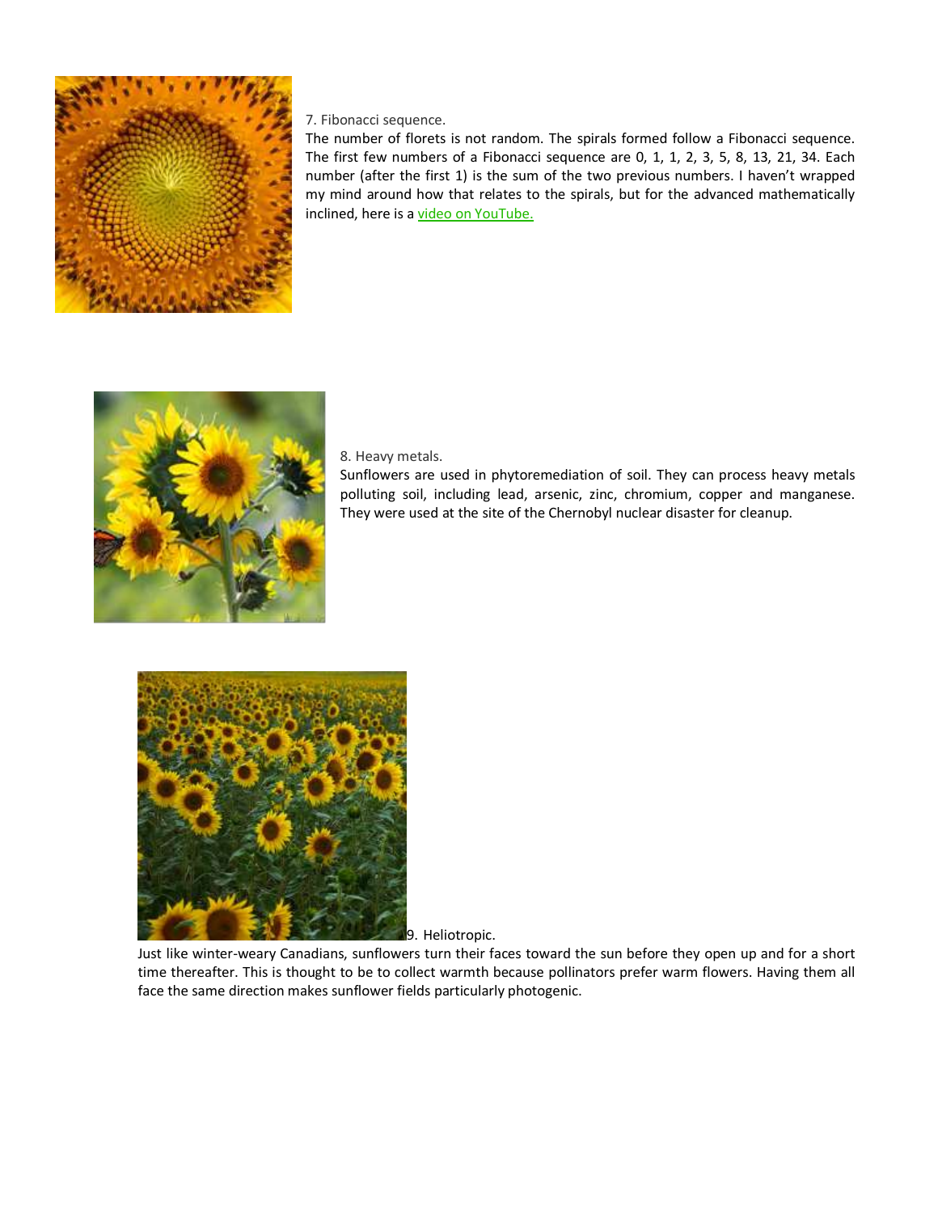7. Fibonacci sequence.

The number of florets is not random. The spirals formed follow a Fibonacci sequence. The first few numbers of a Fibonacci sequence are 0, 1, 1, 2, 3, 5, 8, 13, 21, 34. Each number (after the first 1) is the sum of the two previous numbers. I haven't wrapped my mind around how that relates to the spirals, but for the advanced mathematically inclined, here is a video on YouTube.

8. Heavy metals.

Sunflowers are used in phytoremediation of soil. They can process heavy metals polluting soil, including lead, arsenic, zinc, chromium, copper and manganese. They were used at the site of the Chernobyl nuclear disaster for cleanup.

9. Heliotropic.

Just like winter-weary Canadians, sunflowers turn their faces toward the sun before they open up and for a short time thereafter. This is thought to be to collect warmth because pollinators prefer warm flowers. Having them all face the same direction makes sunflower fields particularly photogenic.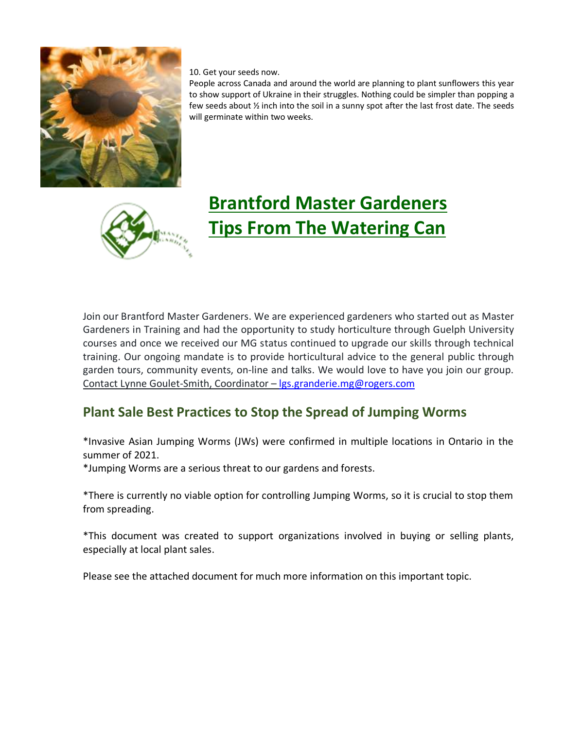10. Get your seeds now.

People across Canada and around the world are planning to plant sunflowers this year to show support of Ukraine in their struggles. Nothing could be simpler than popping a few seeds about ½ inch into the soil in a sunny spot after the last frost date. The seeds will germinate within two weeks.

# Brantford Master Gardeners
# Tips From The Watering Can

Join our Brantford Master Gardeners. We are experienced gardeners who started out as Master Gardeners in Training and had the opportunity to study horticulture through Guelph University courses and once we received our MG status continued to upgrade our skills through technical training. Our ongoing mandate is to provide horticultural advice to the general public through garden tours, community events, on-line and talks. We would love to have you join our group. Contact Lynne Goulet-Smith, Coordinator – lgs.granderie.mg@rogers.com

## Plant Sale Best Practices to Stop the Spread of Jumping Worms

*Invasive Asian Jumping Worms (JWs) were confirmed in multiple locations in Ontario in the summer of 2021.

*Jumping Worms are a serious threat to our gardens and forests.

*There is currently no viable option for controlling Jumping Worms, so it is crucial to stop them from spreading.

*This document was created to support organizations involved in buying or selling plants, especially at local plant sales.

Please see the attached document for much more information on this important topic.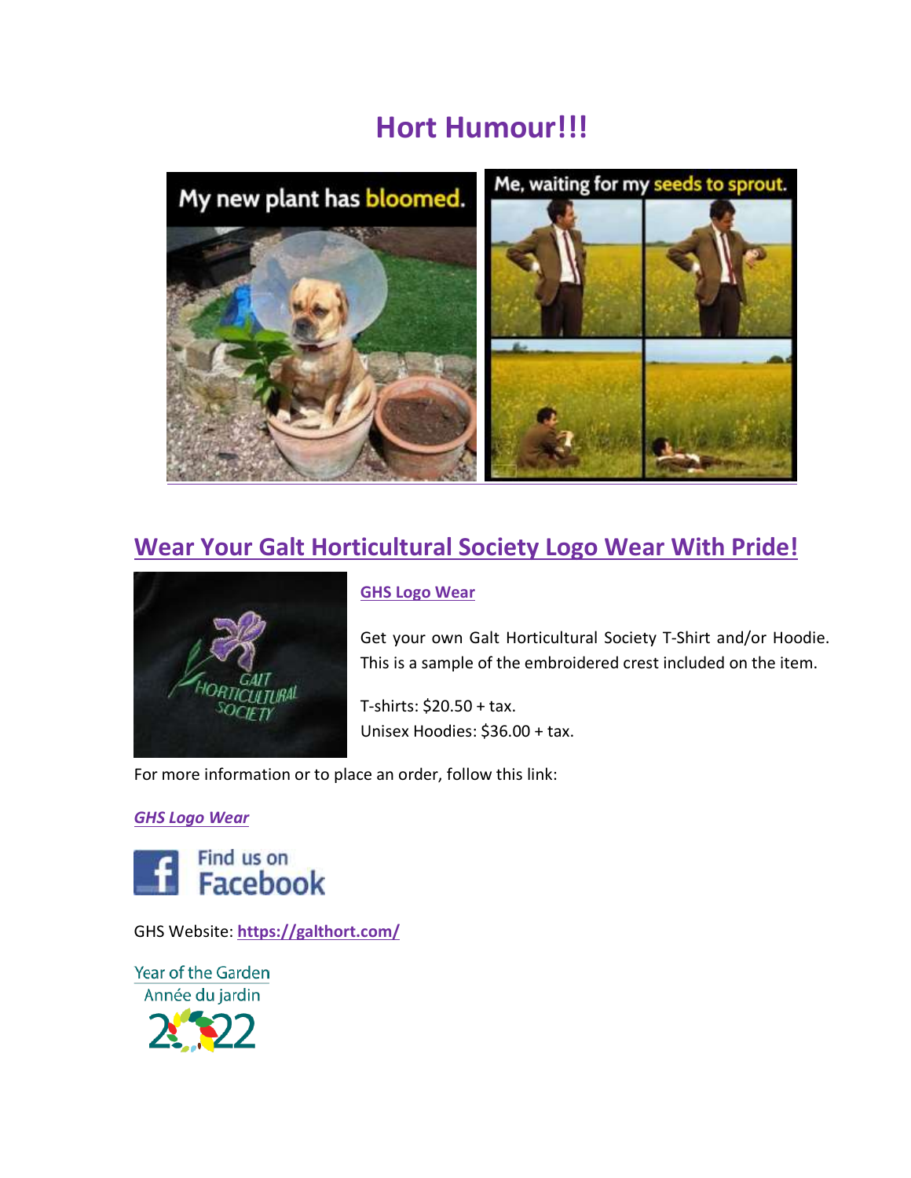# Hort Humour!!!

My new plant has bloomed.

Me, waiting for my seeds to sprout.

## Wear Your Galt Horticultural Society Logo Wear With Pride!

**GHS Logo Wear**

Get your own Galt Horticultural Society T-Shirt and/or Hoodie. This is a sample of the embroidered crest included on the item.

T-shirts: $20.50 + tax.
Unisex Hoodies: $36.00 + tax.

For more information or to place an order, follow this link:

***GHS Logo Wear***

Find us on Facebook

GHS Website: **https://galthort.com/**

Year of the Garden
Année du jardin
2022